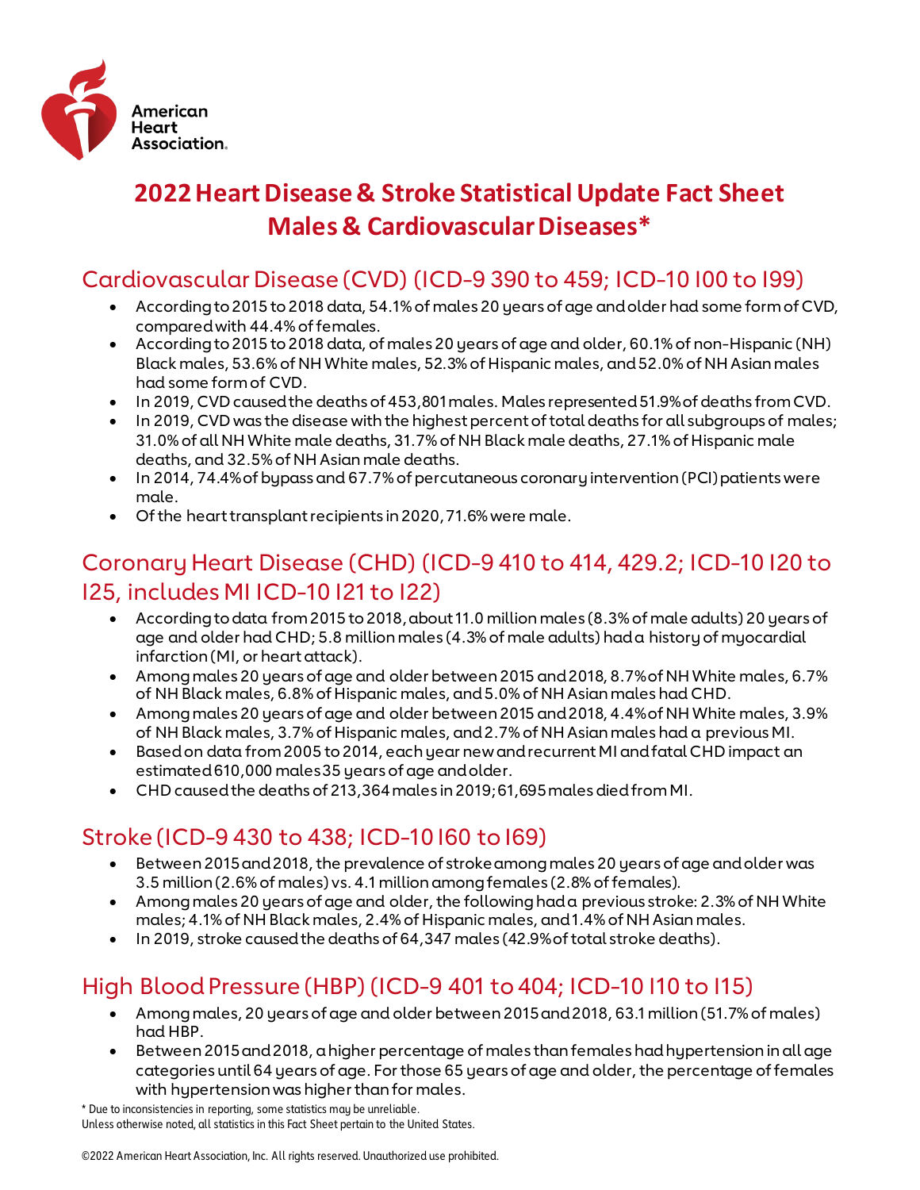American Heart Association.

# 2022 Heart Disease & Stroke Statistical Update Fact Sheet Males & Cardiovascular Diseases*

## Cardiovascular Disease (CVD) (ICD-9 390 to 459; ICD-10 I00 to I99)

- According to 2015 to 2018 data, 54.1% of males 20 years of age and older had some form of CVD, compared with 44.4% of females.
- According to 2015 to 2018 data, of males 20 years of age and older, 60.1% of non-Hispanic (NH) Black males, 53.6% of NH White males, 52.3% of Hispanic males, and 52.0% of NH Asian males had some form of CVD.
- In 2019, CVD caused the deaths of 453,801 males. Males represented 51.9% of deaths from CVD.
- In 2019, CVD was the disease with the highest percent of total deaths for all subgroups of males; 31.0% of all NH White male deaths, 31.7% of NH Black male deaths, 27.1% of Hispanic male deaths, and 32.5% of NH Asian male deaths.
- In 2014, 74.4% of bypass and 67.7% of percutaneous coronary intervention (PCI) patients were male.
- Of the heart transplant recipients in 2020, 71.6% were male.

## Coronary Heart Disease (CHD) (ICD-9 410 to 414, 429.2; ICD-10 I20 to I25, includes MI ICD-10 I21 to I22)

- According to data from 2015 to 2018, about 11.0 million males (8.3% of male adults) 20 years of age and older had CHD; 5.8 million males (4.3% of male adults) had a history of myocardial infarction (MI, or heart attack).
- Among males 20 years of age and older between 2015 and 2018, 8.7% of NH White males, 6.7% of NH Black males, 6.8% of Hispanic males, and 5.0% of NH Asian males had CHD.
- Among males 20 years of age and older between 2015 and 2018, 4.4% of NH White males, 3.9% of NH Black males, 3.7% of Hispanic males, and 2.7% of NH Asian males had a previous MI.
- Based on data from 2005 to 2014, each year new and recurrent MI and fatal CHD impact an estimated 610,000 males 35 years of age and older.
- CHD caused the deaths of 213,364 males in 2019; 61,695 males died from MI.

## Stroke (ICD-9 430 to 438; ICD-10 I60 to I69)

- Between 2015 and 2018, the prevalence of stroke among males 20 years of age and older was 3.5 million (2.6% of males) vs. 4.1 million among females (2.8% of females).
- Among males 20 years of age and older, the following had a previous stroke: 2.3% of NH White males; 4.1% of NH Black males, 2.4% of Hispanic males, and 1.4% of NH Asian males.
- In 2019, stroke caused the deaths of 64,347 males (42.9% of total stroke deaths).

## High Blood Pressure (HBP) (ICD-9 401 to 404; ICD-10 I10 to I15)

- Among males, 20 years of age and older between 2015 and 2018, 63.1 million (51.7% of males) had HBP.
- Between 2015 and 2018, a higher percentage of males than females had hypertension in all age categories until 64 years of age. For those 65 years of age and older, the percentage of females with hypertension was higher than for males.

* Due to inconsistencies in reporting, some statistics may be unreliable.
Unless otherwise noted, all statistics in this Fact Sheet pertain to the United States.

©2022 American Heart Association, Inc. All rights reserved. Unauthorized use prohibited.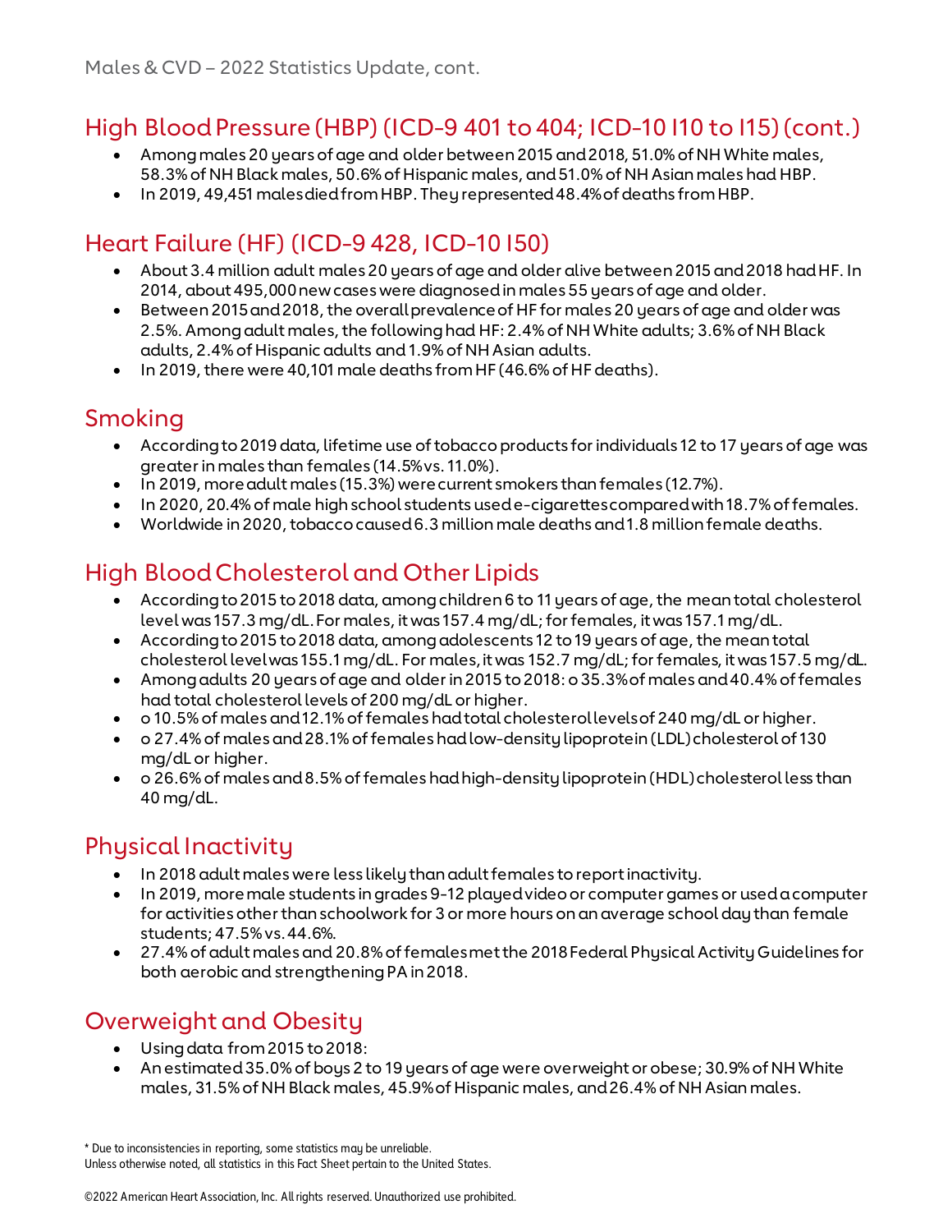## High Blood Pressure (HBP) (ICD-9 401 to 404; ICD-10 I10 to I15) (cont.)

- Among males 20 years of age and older between 2015 and 2018, 51.0% of NH White males, 58.3% of NH Black males, 50.6% of Hispanic males, and 51.0% of NH Asian males had HBP.
- In 2019, 49,451 males died from HBP. They represented 48.4% of deaths from HBP.

## Heart Failure (HF) (ICD-9 428, ICD-10 I50)

- About 3.4 million adult males 20 years of age and older alive between 2015 and 2018 had HF. In 2014, about 495,000 new cases were diagnosed in males 55 years of age and older.
- Between 2015 and 2018, the overall prevalence of HF for males 20 years of age and older was 2.5%. Among adult males, the following had HF: 2.4% of NH White adults; 3.6% of NH Black adults, 2.4% of Hispanic adults and 1.9% of NH Asian adults.
- In 2019, there were 40,101 male deaths from HF (46.6% of HF deaths).

## Smoking

- According to 2019 data, lifetime use of tobacco products for individuals 12 to 17 years of age was greater in males than females (14.5% vs. 11.0%).
- In 2019, more adult males (15.3%) were current smokers than females (12.7%).
- In 2020, 20.4% of male high school students used e-cigarettes compared with 18.7% of females.
- Worldwide in 2020, tobacco caused 6.3 million male deaths and 1.8 million female deaths.

## High Blood Cholesterol and Other Lipids

- According to 2015 to 2018 data, among children 6 to 11 years of age, the mean total cholesterol level was 157.3 mg/dL. For males, it was 157.4 mg/dL; for females, it was 157.1 mg/dL.
- According to 2015 to 2018 data, among adolescents 12 to 19 years of age, the mean total cholesterol level was 155.1 mg/dL. For males, it was 152.7 mg/dL; for females, it was 157.5 mg/dL.
- Among adults 20 years of age and older in 2015 to 2018: o 35.3% of males and 40.4% of females had total cholesterol levels of 200 mg/dL or higher.
- o 10.5% of males and 12.1% of females had total cholesterol levels of 240 mg/dL or higher.
- o 27.4% of males and 28.1% of females had low-density lipoprotein (LDL) cholesterol of 130 mg/dL or higher.
- o 26.6% of males and 8.5% of females had high-density lipoprotein (HDL) cholesterol less than 40 mg/dL.

## Physical Inactivity

- In 2018 adult males were less likely than adult females to report inactivity.
- In 2019, more male students in grades 9-12 played video or computer games or used a computer for activities other than schoolwork for 3 or more hours on an average school day than female students; 47.5% vs. 44.6%.
- 27.4% of adult males and 20.8% of females met the 2018 Federal Physical Activity Guidelines for both aerobic and strengthening PA in 2018.

## Overweight and Obesity

- Using data from 2015 to 2018:
- An estimated 35.0% of boys 2 to 19 years of age were overweight or obese; 30.9% of NH White males, 31.5% of NH Black males, 45.9% of Hispanic males, and 26.4% of NH Asian males.

\* Due to inconsistencies in reporting, some statistics may be unreliable.
Unless otherwise noted, all statistics in this Fact Sheet pertain to the United States.

©2022 American Heart Association, Inc. All rights reserved. Unauthorized use prohibited.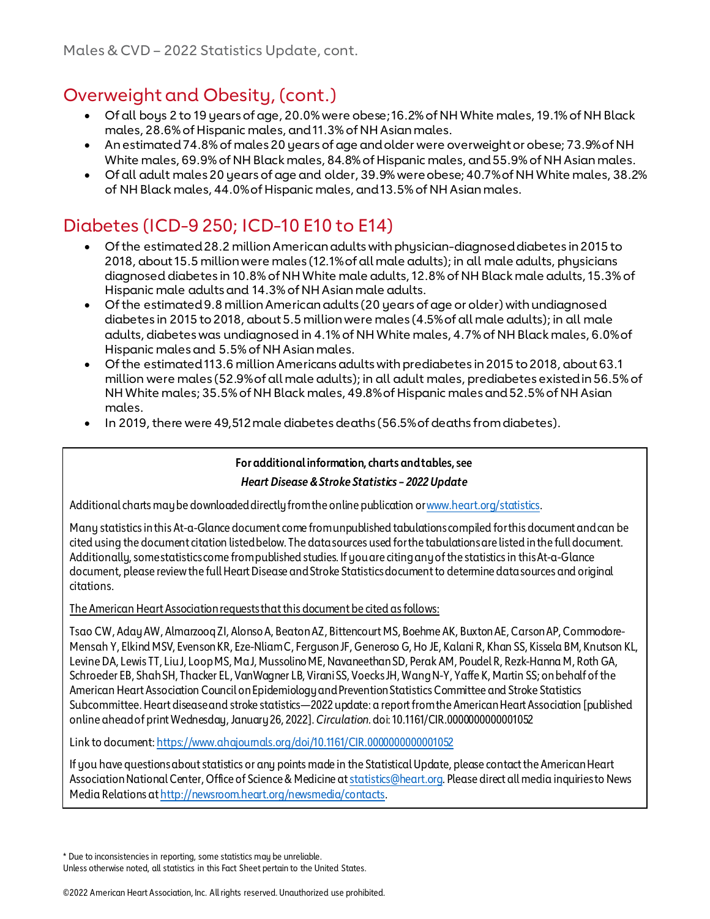## Overweight and Obesity, (cont.)

- Of all boys 2 to 19 years of age, 20.0% were obese; 16.2% of NH White males, 19.1% of NH Black males, 28.6% of Hispanic males, and 11.3% of NH Asian males.
- An estimated 74.8% of males 20 years of age and older were overweight or obese; 73.9% of NH White males, 69.9% of NH Black males, 84.8% of Hispanic males, and 55.9% of NH Asian males.
- Of all adult males 20 years of age and older, 39.9% were obese; 40.7% of NH White males, 38.2% of NH Black males, 44.0% of Hispanic males, and 13.5% of NH Asian males.

## Diabetes (ICD-9 250; ICD-10 E10 to E14)

- Of the estimated 28.2 million American adults with physician-diagnosed diabetes in 2015 to 2018, about 15.5 million were males (12.1% of all male adults); in all male adults, physicians diagnosed diabetes in 10.8% of NH White male adults, 12.8% of NH Black male adults, 15.3% of Hispanic male adults and 14.3% of NH Asian male adults.
- Of the estimated 9.8 million American adults (20 years of age or older) with undiagnosed diabetes in 2015 to 2018, about 5.5 million were males (4.5% of all male adults); in all male adults, diabetes was undiagnosed in 4.1% of NH White males, 4.7% of NH Black males, 6.0% of Hispanic males and 5.5% of NH Asian males.
- Of the estimated 113.6 million Americans adults with prediabetes in 2015 to 2018, about 63.1 million were males (52.9% of all male adults); in all adult males, prediabetes existed in 56.5% of NH White males; 35.5% of NH Black males, 49.8% of Hispanic males and 52.5% of NH Asian males.
- In 2019, there were 49,512 male diabetes deaths (56.5% of deaths from diabetes).

**For additional information, charts and tables, see**
***Heart Disease & Stroke Statistics – 2022 Update***

Additional charts may be downloaded directly from the online publication or www.heart.org/statistics.

Many statistics in this At-a-Glance document come from unpublished tabulations compiled for this document and can be cited using the document citation listed below. The data sources used for the tabulations are listed in the full document. Additionally, some statistics come from published studies. If you are citing any of the statistics in this At-a-Glance document, please review the full Heart Disease and Stroke Statistics document to determine data sources and original citations.

The American Heart Association requests that this document be cited as follows:

Tsao CW, Aday AW, Almarzooq ZI, Alonso A, Beaton AZ, Bittencourt MS, Boehme AK, Buxton AE, Carson AP, Commodore-Mensah Y, Elkind MSV, Evenson KR, Eze-Nliam C, Ferguson JF, Generoso G, Ho JE, Kalani R, Khan SS, Kissela BM, Knutson KL, Levine DA, Lewis TT, Liu J, Loop MS, Ma J, Mussolino ME, Navaneethan SD, Perak AM, Poudel R, Rezk-Hanna M, Roth GA, Schroeder EB, Shah SH, Thacker EL, VanWagner LB, Virani SS, Voecks JH, Wang N-Y, Yaffe K, Martin SS; on behalf of the American Heart Association Council on Epidemiology and Prevention Statistics Committee and Stroke Statistics Subcommittee. Heart disease and stroke statistics—2022 update: a report from the American Heart Association [published online ahead of print Wednesday, January 26, 2022]. *Circulation.* doi: 10.1161/CIR.0000000000001052

Link to document: https://www.ahajournals.org/doi/10.1161/CIR.0000000000001052

If you have questions about statistics or any points made in the Statistical Update, please contact the American Heart Association National Center, Office of Science & Medicine at statistics@heart.org. Please direct all media inquiries to News Media Relations at http://newsroom.heart.org/newsmedia/contacts.

* Due to inconsistencies in reporting, some statistics may be unreliable.
Unless otherwise noted, all statistics in this Fact Sheet pertain to the United States.

©2022 American Heart Association, Inc. All rights reserved. Unauthorized use prohibited.